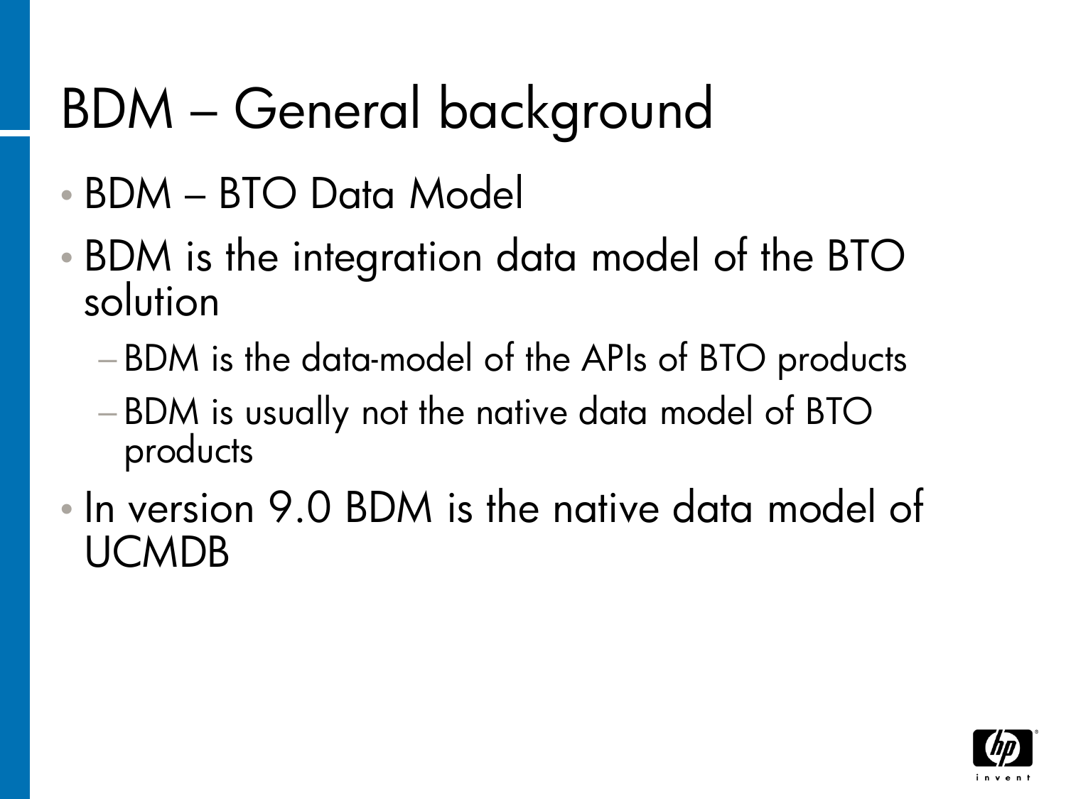# BDM – General background

- BDM – BTO Data Model
- BDM is the integration data model of the BTO solution
  - BDM is the data-model of the APIs of BTO products
  - BDM is usually not the native data model of BTO products
- In version 9.0 BDM is the native data model of UCMDB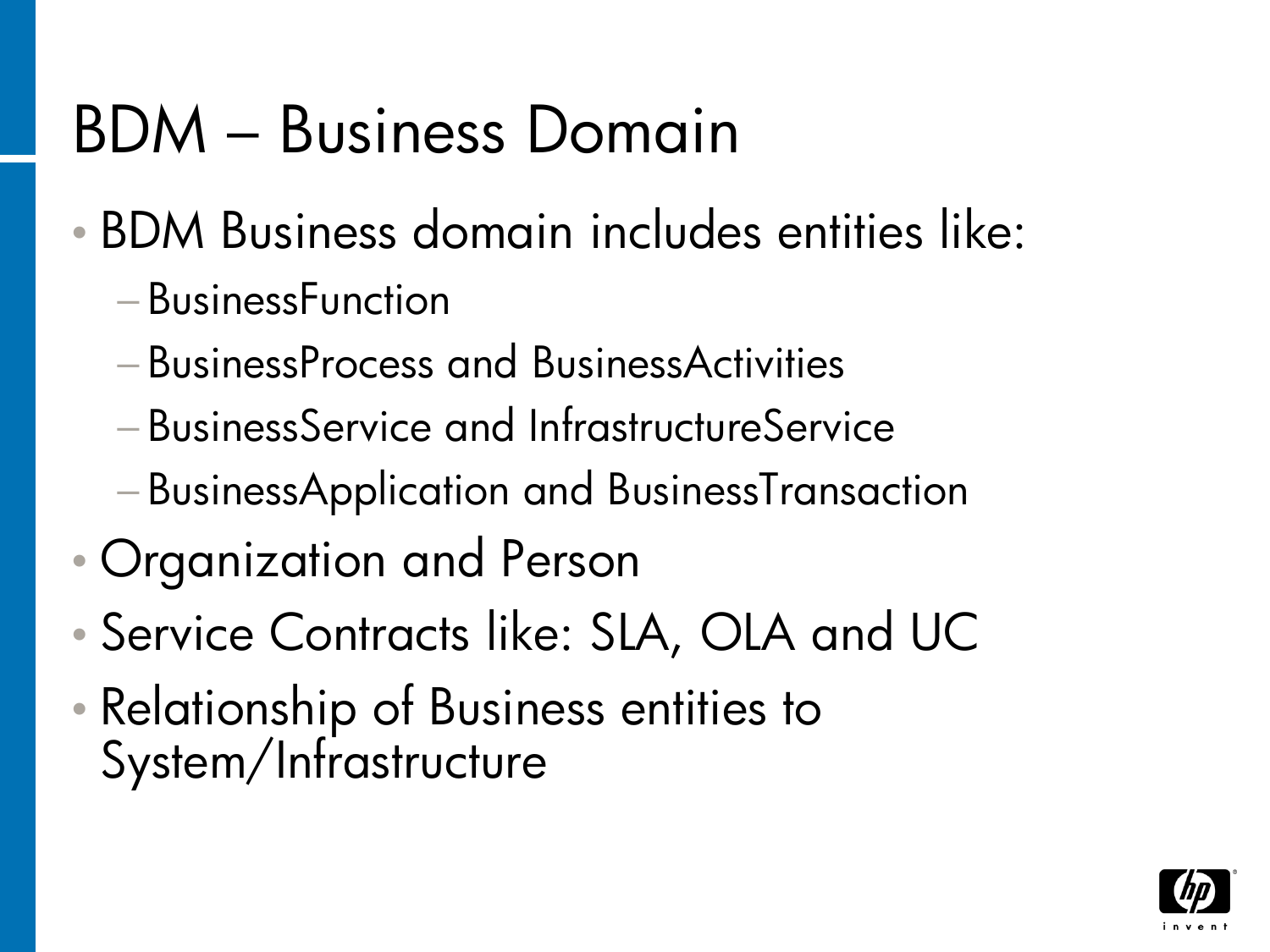# BDM – Business Domain

- BDM Business domain includes entities like:
  - BusinessFunction
  - BusinessProcess and BusinessActivities
  - BusinessService and InfrastructureService
  - BusinessApplication and BusinessTransaction
- Organization and Person
- Service Contracts like: SLA, OLA and UC
- Relationship of Business entities to System/Infrastructure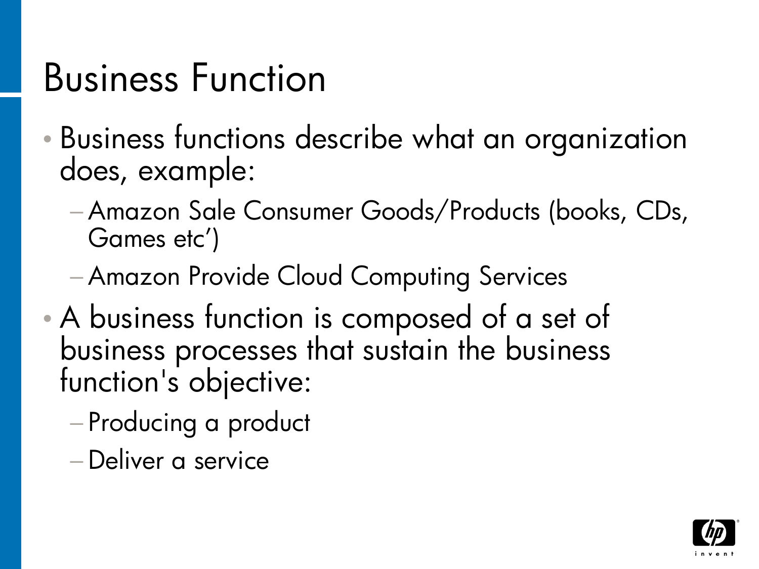# Business Function

- Business functions describe what an organization does, example:
  - Amazon Sale Consumer Goods/Products (books, CDs, Games etc')
  - Amazon Provide Cloud Computing Services
- A business function is composed of a set of business processes that sustain the business function's objective:
  - Producing a product
  - Deliver a service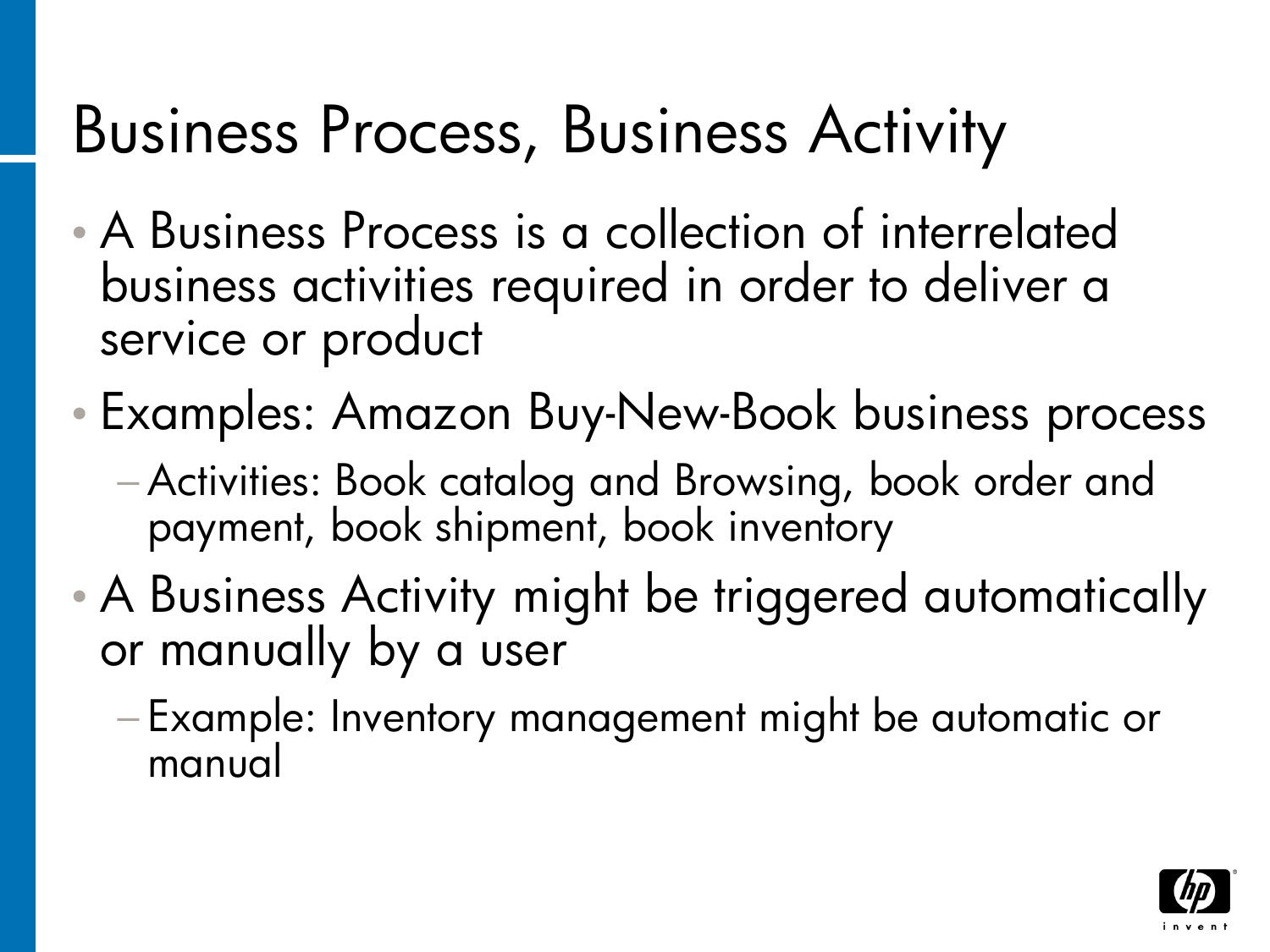# Business Process, Business Activity

- A Business Process is a collection of interrelated business activities required in order to deliver a service or product
- Examples: Amazon Buy-New-Book business process
  - Activities: Book catalog and Browsing, book order and payment, book shipment, book inventory
- A Business Activity might be triggered automatically or manually by a user
  - Example: Inventory management might be automatic or manual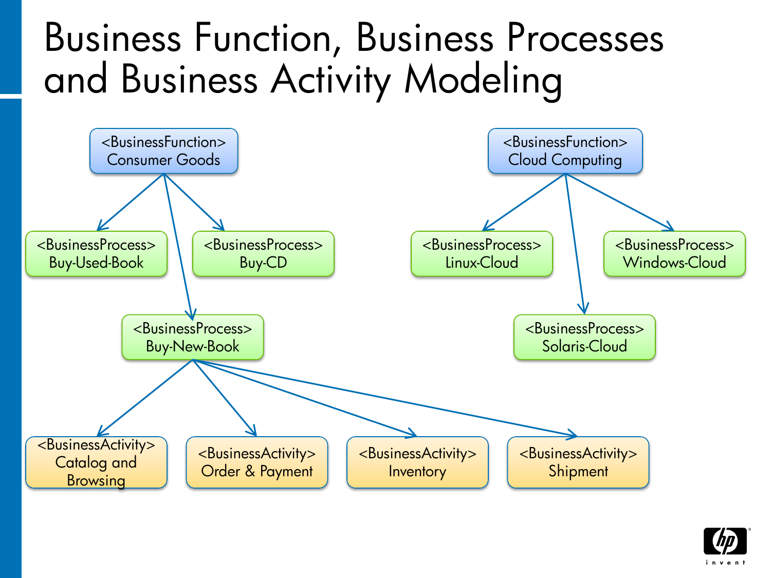# Business Function, Business Processes and Business Activity Modeling

<BusinessFunction> Consumer Goods

<BusinessProcess> Buy-Used-Book

<BusinessProcess> Buy-CD

<BusinessProcess> Buy-New-Book

<BusinessActivity> Catalog and Browsing

<BusinessActivity> Order & Payment

<BusinessActivity> Inventory

<BusinessActivity> Shipment

<BusinessFunction> Cloud Computing

<BusinessProcess> Linux-Cloud

<BusinessProcess> Windows-Cloud

<BusinessProcess> Solaris-Cloud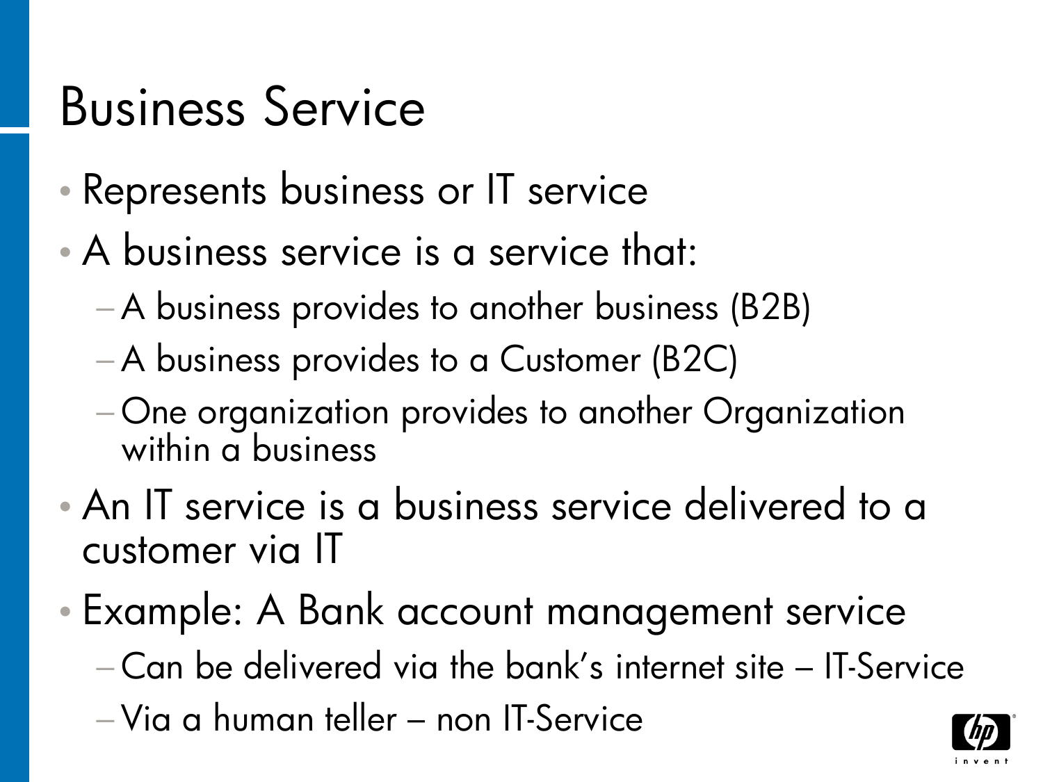# Business Service

- Represents business or IT service
- A business service is a service that:
  - A business provides to another business (B2B)
  - A business provides to a Customer (B2C)
  - One organization provides to another Organization within a business
- An IT service is a business service delivered to a customer via IT
- Example: A Bank account management service
  - Can be delivered via the bank's internet site – IT-Service
  - Via a human teller – non IT-Service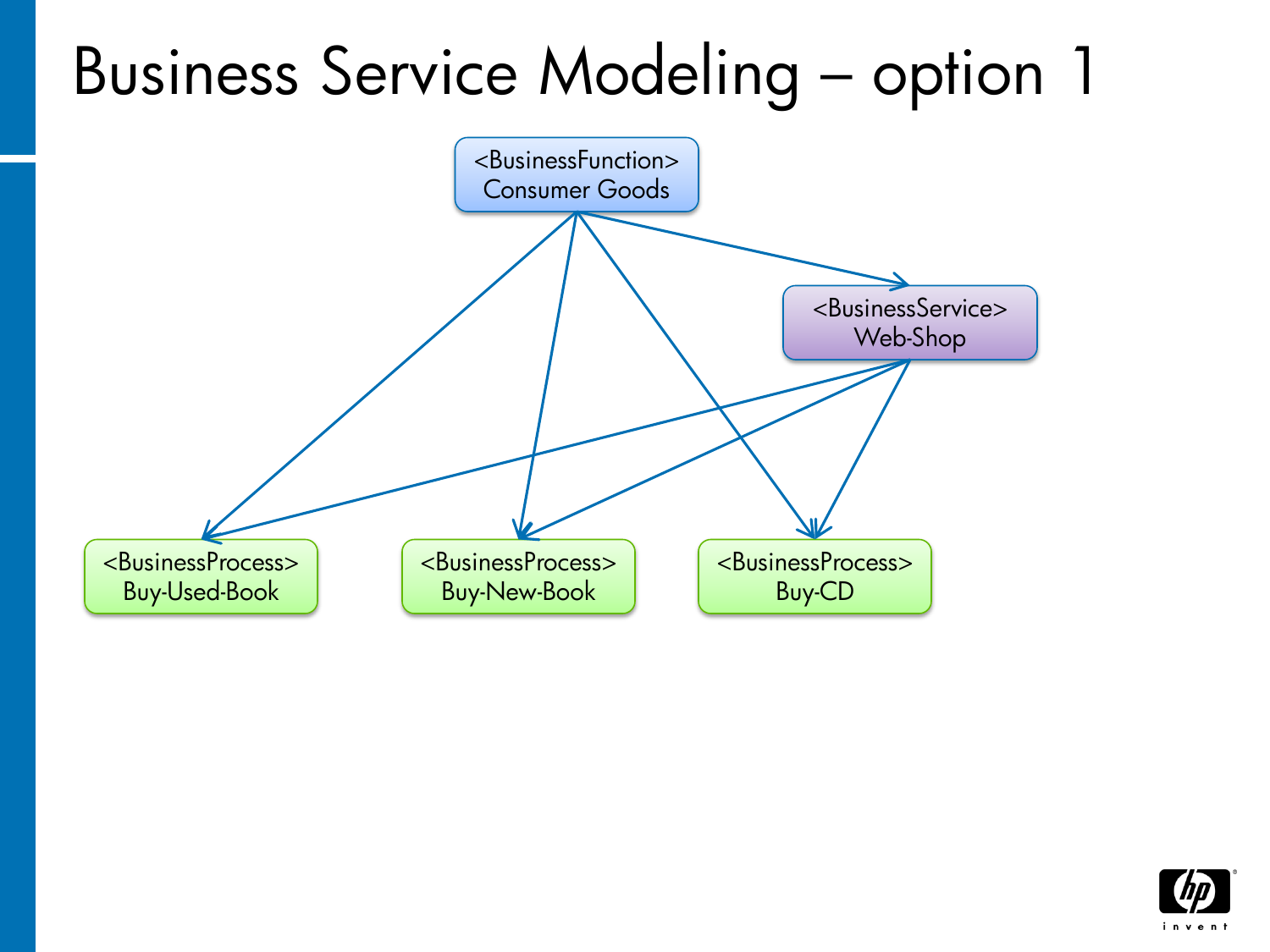# Business Service Modeling – option 1

<BusinessFunction>
Consumer Goods

<BusinessService>
Web-Shop

<BusinessProcess>
Buy-Used-Book

<BusinessProcess>
Buy-New-Book

<BusinessProcess>
Buy-CD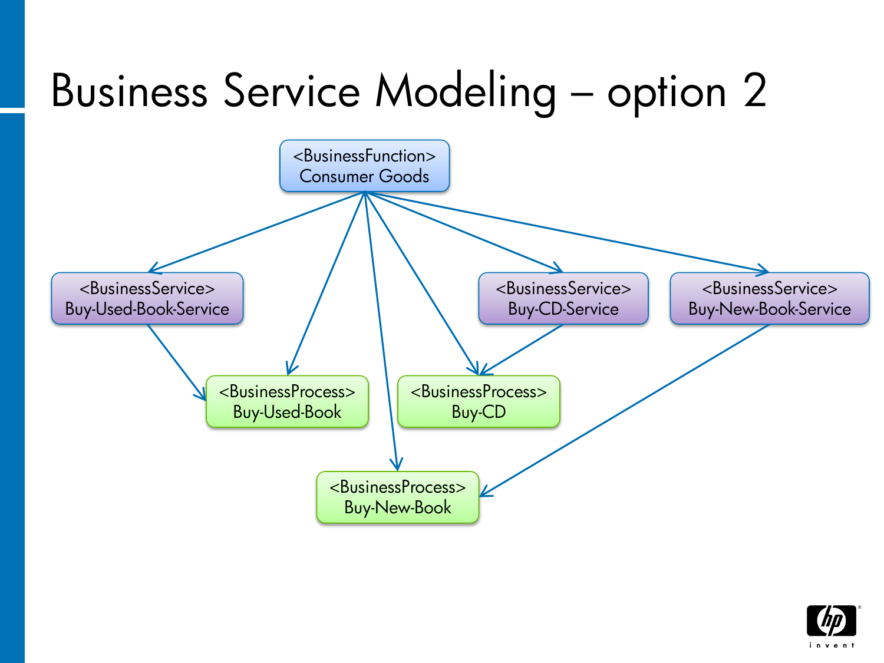# Business Service Modeling – option 2

<BusinessFunction>
Consumer Goods

<BusinessService>
Buy-Used-Book-Service

<BusinessService>
Buy-CD-Service

<BusinessService>
Buy-New-Book-Service

<BusinessProcess>
Buy-Used-Book

<BusinessProcess>
Buy-CD

<BusinessProcess>
Buy-New-Book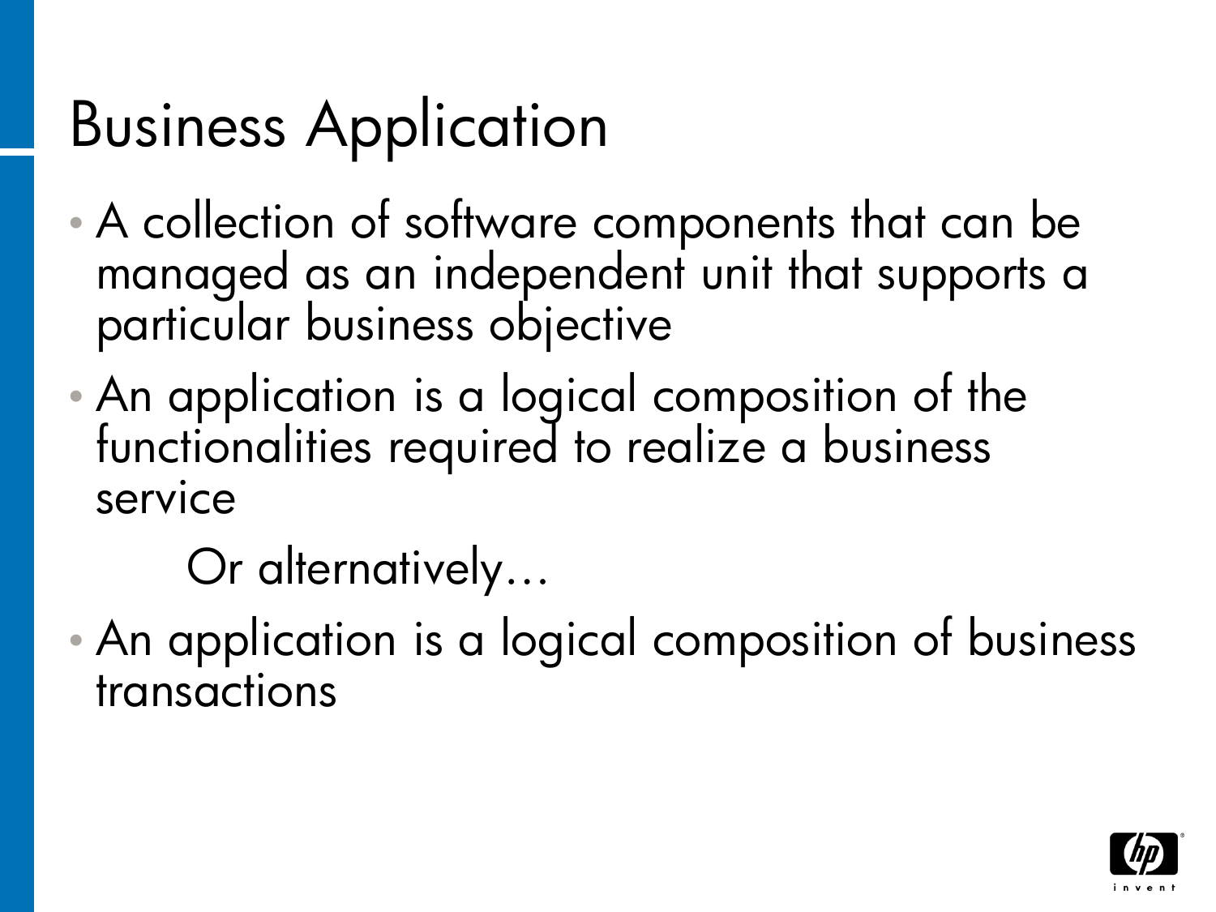# Business Application

- A collection of software components that can be managed as an independent unit that supports a particular business objective
- An application is a logical composition of the functionalities required to realize a business service

  Or alternatively…

- An application is a logical composition of business transactions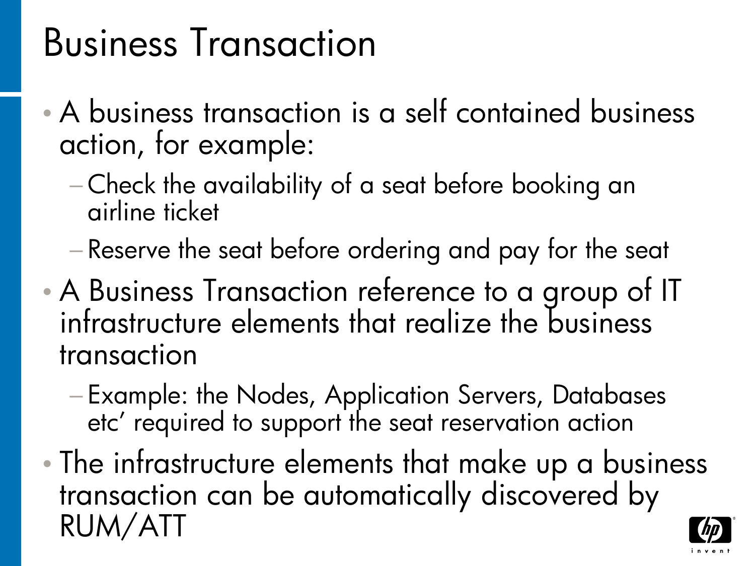# Business Transaction

- A business transaction is a self contained business action, for example:
  - Check the availability of a seat before booking an airline ticket
  - Reserve the seat before ordering and pay for the seat
- A Business Transaction reference to a group of IT infrastructure elements that realize the business transaction
  - Example: the Nodes, Application Servers, Databases etc' required to support the seat reservation action
- The infrastructure elements that make up a business transaction can be automatically discovered by RUM/ATT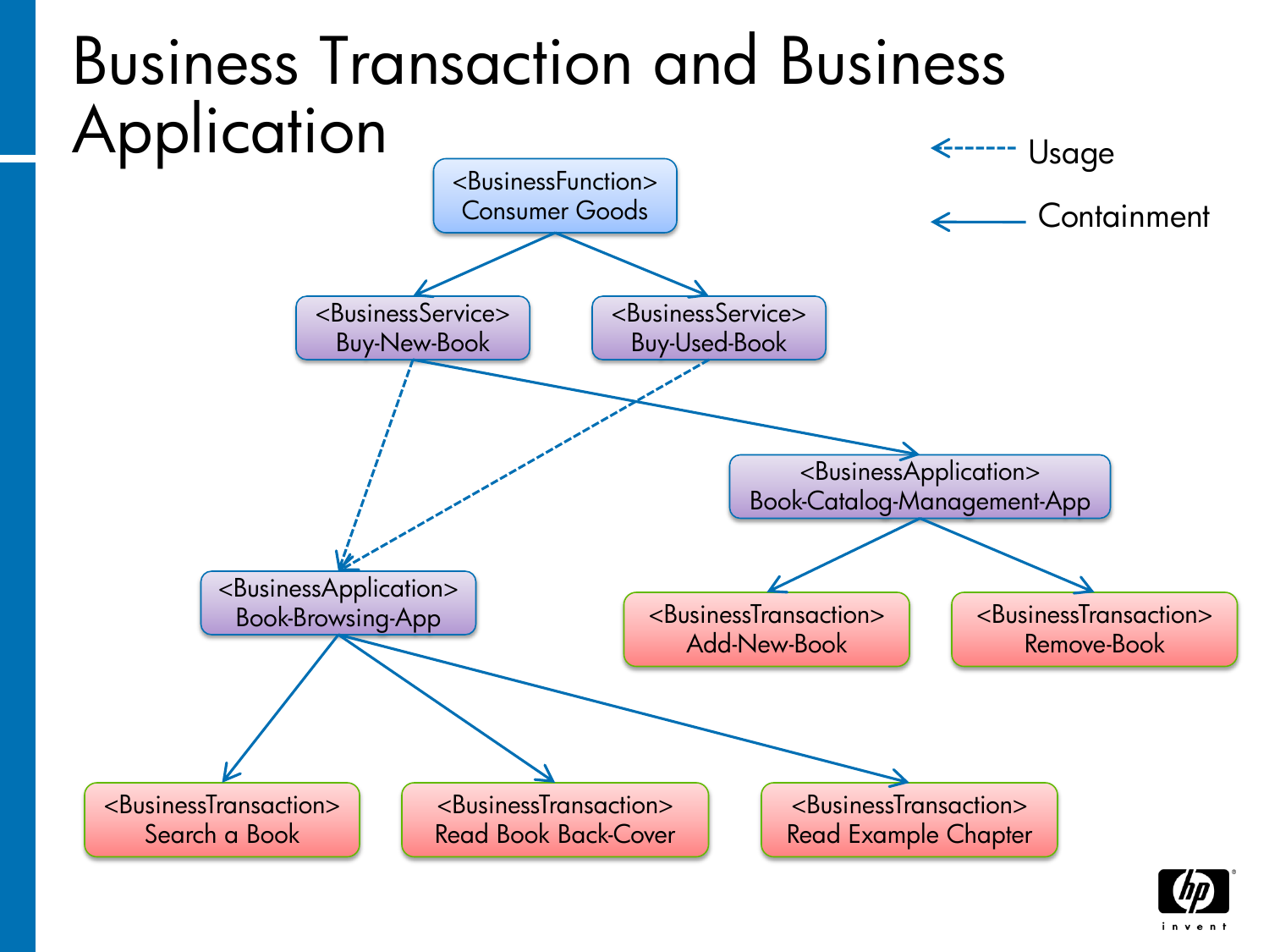# Business Transaction and Business Application

Usage

Containment

<BusinessFunction>
Consumer Goods

<BusinessService>
Buy-New-Book

<BusinessService>
Buy-Used-Book

<BusinessApplication>
Book-Catalog-Management-App

<BusinessApplication>
Book-Browsing-App

<BusinessTransaction>
Add-New-Book

<BusinessTransaction>
Remove-Book

<BusinessTransaction>
Search a Book

<BusinessTransaction>
Read Book Back-Cover

<BusinessTransaction>
Read Example Chapter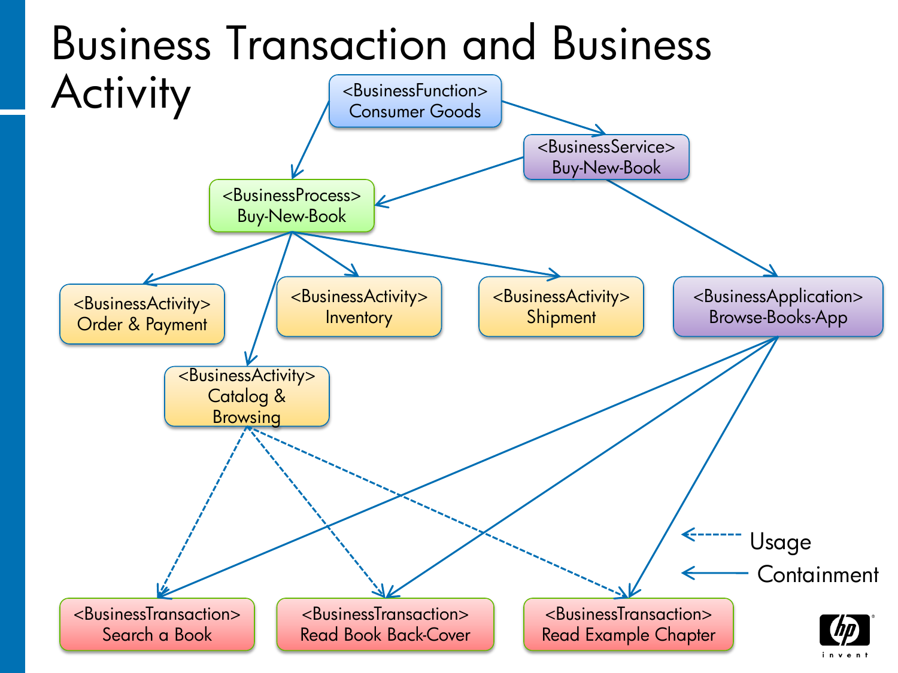# Business Transaction and Business Activity

<BusinessFunction>
Consumer Goods

<BusinessService>
Buy-New-Book

<BusinessProcess>
Buy-New-Book

<BusinessActivity>
Order & Payment

<BusinessActivity>
Inventory

<BusinessActivity>
Shipment

<BusinessApplication>
Browse-Books-App

<BusinessActivity>
Catalog & Browsing

<BusinessTransaction>
Search a Book

<BusinessTransaction>
Read Book Back-Cover

<BusinessTransaction>
Read Example Chapter

Usage

Containment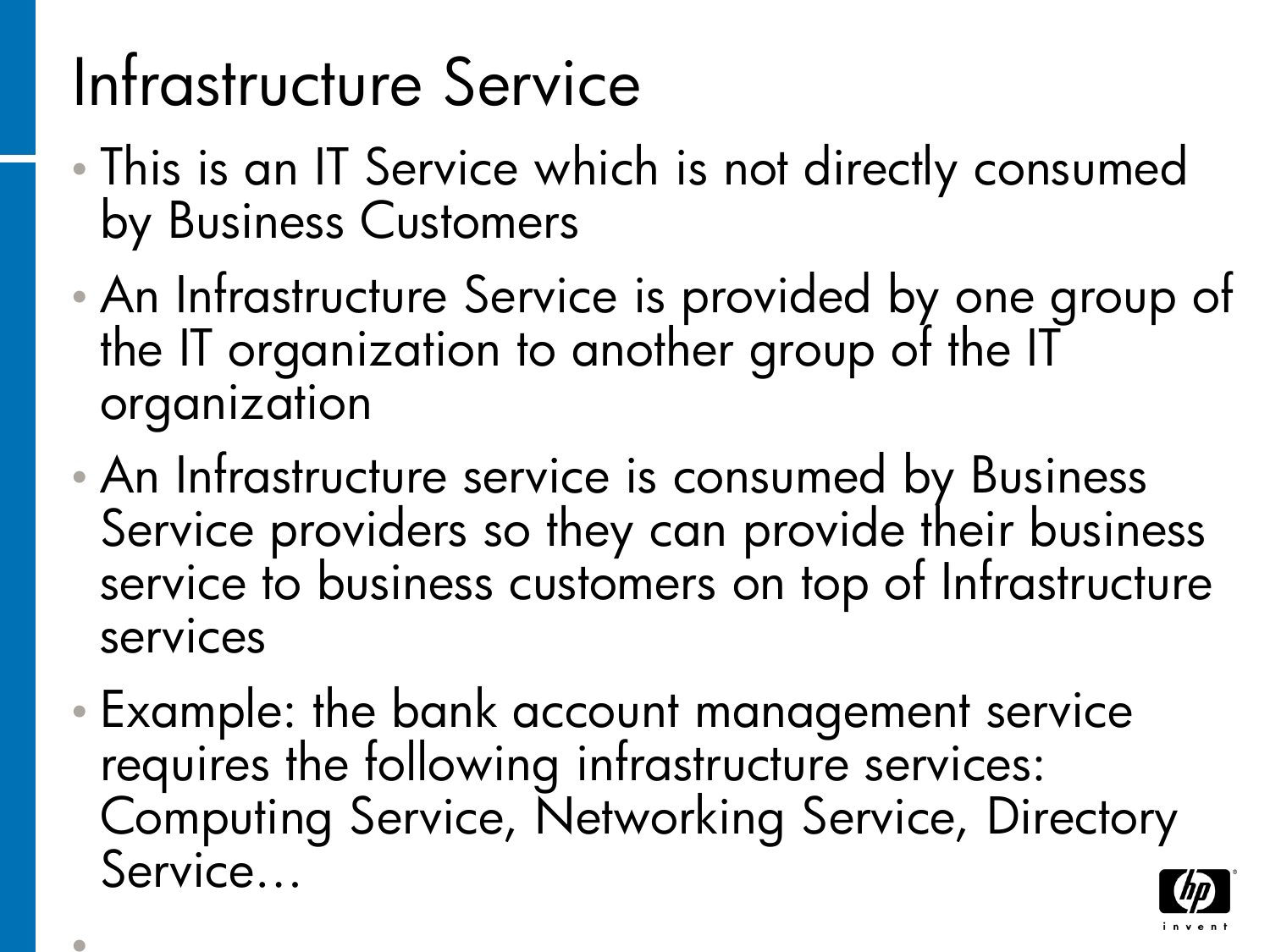# Infrastructure Service

- This is an IT Service which is not directly consumed by Business Customers
- An Infrastructure Service is provided by one group of the IT organization to another group of the IT organization
- An Infrastructure service is consumed by Business Service providers so they can provide their business service to business customers on top of Infrastructure services
- Example: the bank account management service requires the following infrastructure services: Computing Service, Networking Service, Directory Service…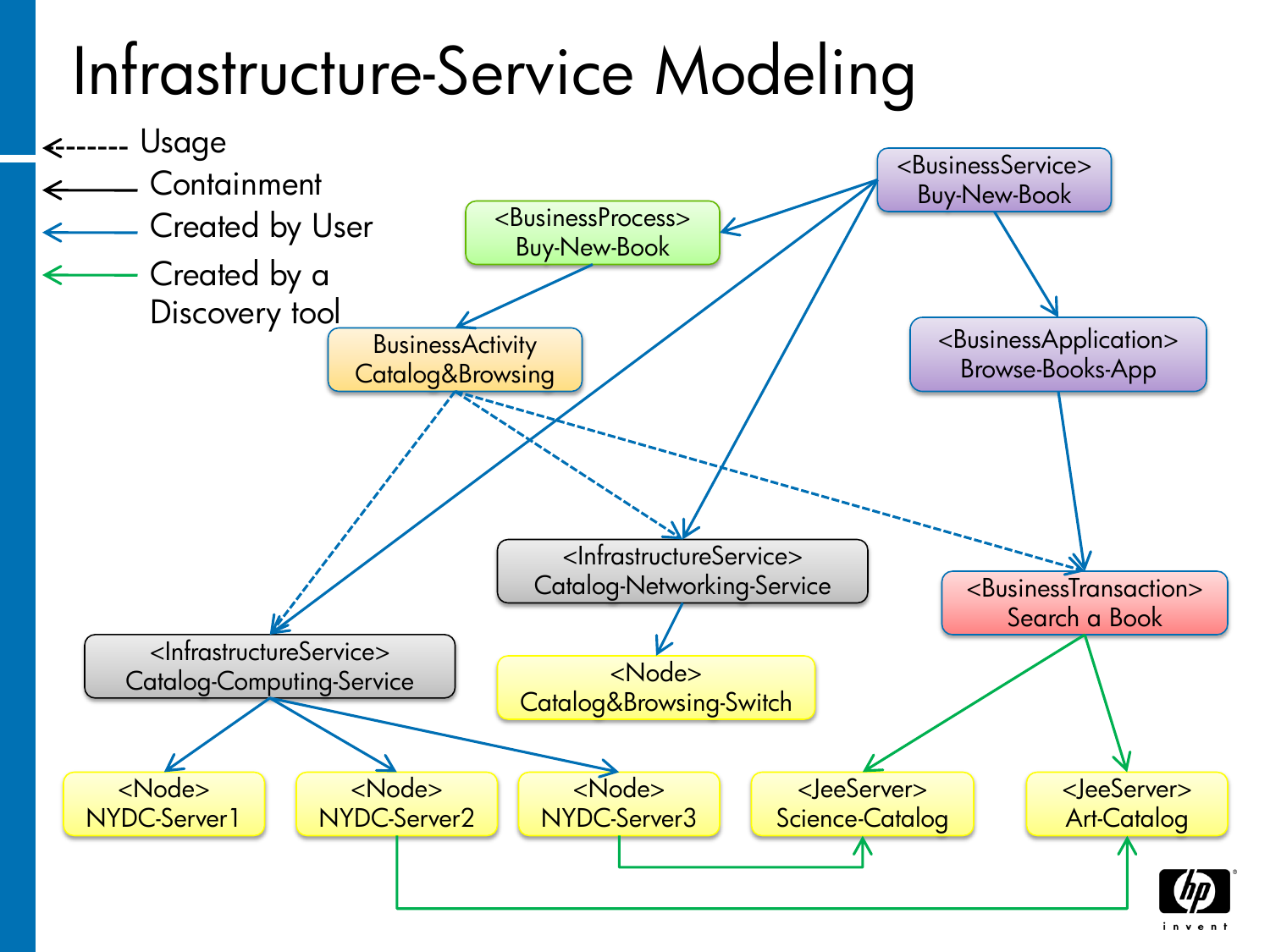# Infrastructure-Service Modeling

Usage

Containment

Created by User

Created by a Discovery tool

<BusinessService>
Buy-New-Book

<BusinessProcess>
Buy-New-Book

BusinessActivity
Catalog&Browsing

<BusinessApplication>
Browse-Books-App

<InfrastructureService>
Catalog-Networking-Service

<BusinessTransaction>
Search a Book

<InfrastructureService>
Catalog-Computing-Service

<Node>
Catalog&Browsing-Switch

<Node>
NYDC-Server1

<Node>
NYDC-Server2

<Node>
NYDC-Server3

<JeeServer>
Science-Catalog

<JeeServer>
Art-Catalog

invent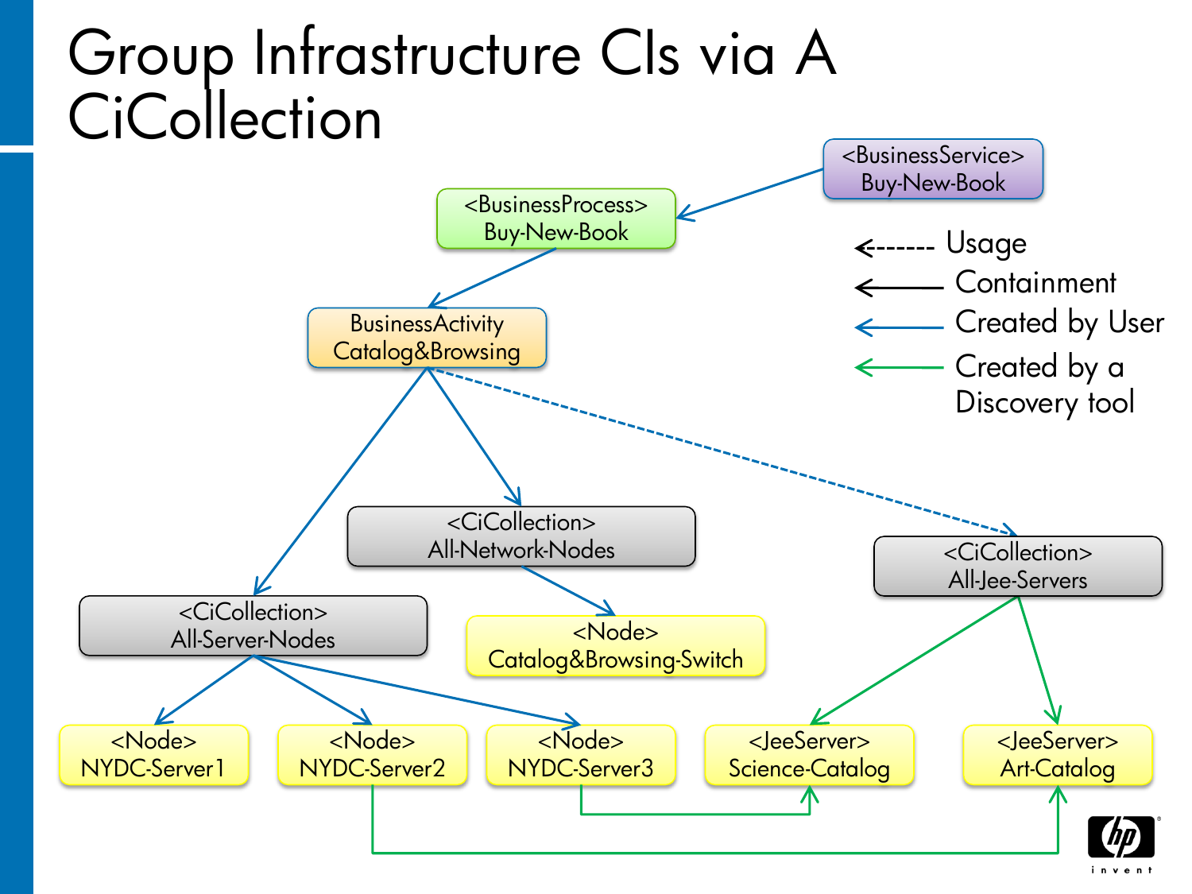# Group Infrastructure CIs via A CiCollection

<BusinessService>
Buy-New-Book

<BusinessProcess>
Buy-New-Book

BusinessActivity
Catalog&Browsing

<CiCollection>
All-Network-Nodes

<CiCollection>
All-Jee-Servers

<CiCollection>
All-Server-Nodes

<Node>
Catalog&Browsing-Switch

<Node>
NYDC-Server1

<Node>
NYDC-Server2

<Node>
NYDC-Server3

<JeeServer>
Science-Catalog

<JeeServer>
Art-Catalog

Usage
Containment
Created by User
Created by a Discovery tool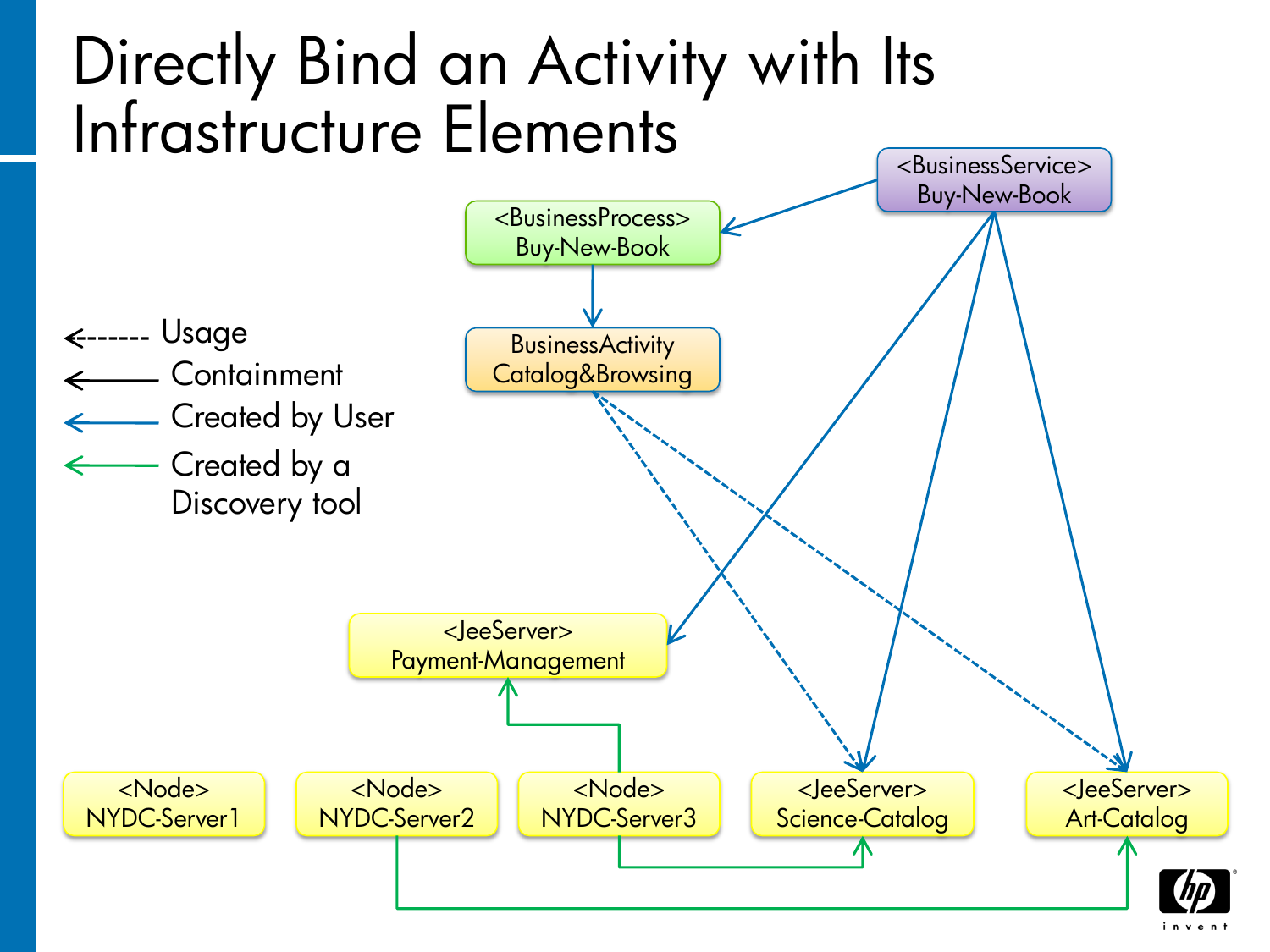# Directly Bind an Activity with Its Infrastructure Elements

Usage

Containment

Created by User

Created by a Discovery tool

<BusinessService> Buy-New-Book

<BusinessProcess> Buy-New-Book

BusinessActivity Catalog&Browsing

<JeeServer> Payment-Management

<Node> NYDC-Server1

<Node> NYDC-Server2

<Node> NYDC-Server3

<JeeServer> Science-Catalog

<JeeServer> Art-Catalog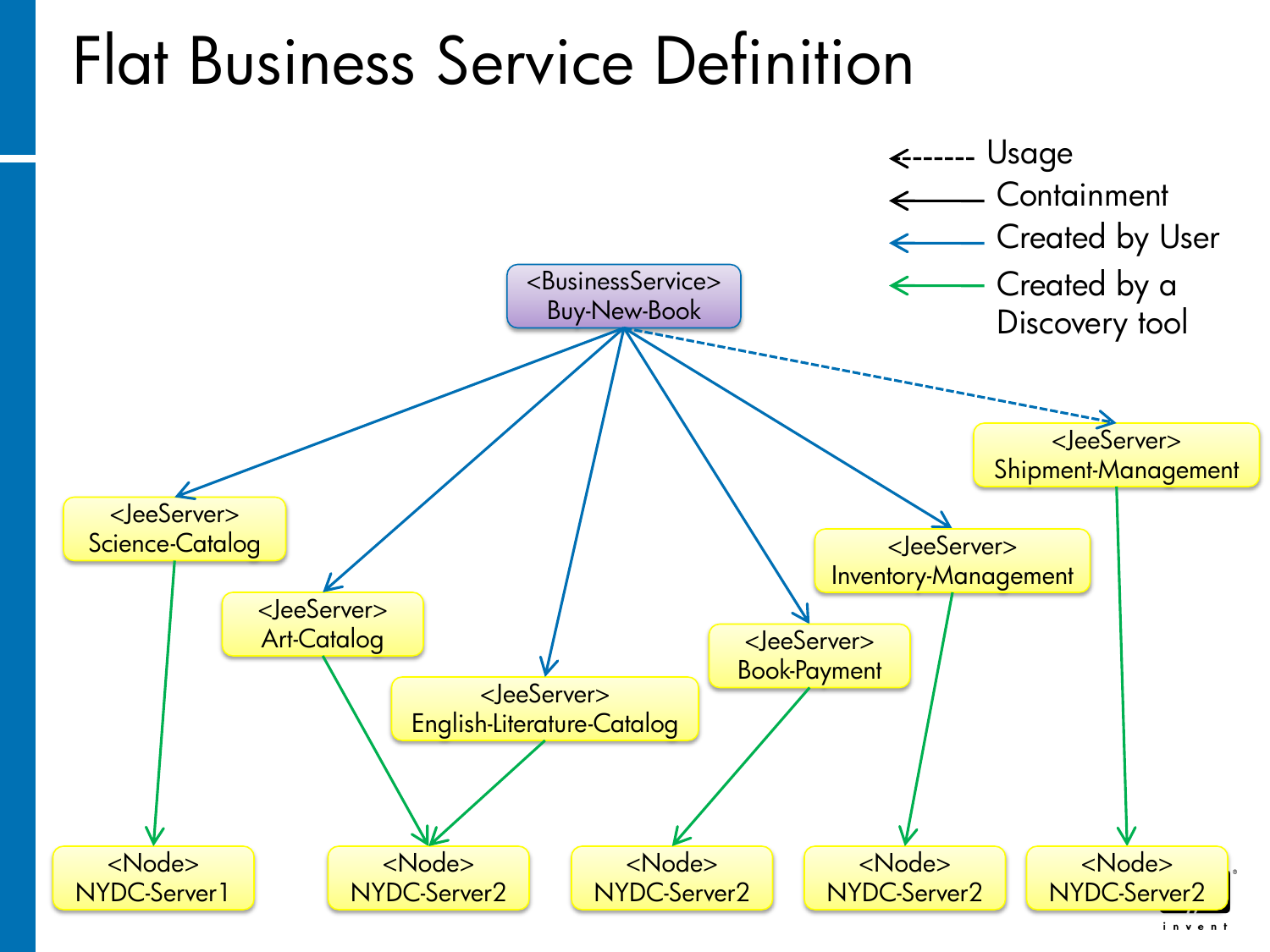# Flat Business Service Definition

Usage

Containment

Created by User

Created by a Discovery tool

<BusinessService>
Buy-New-Book

<JeeServer>
Shipment-Management

<JeeServer>
Science-Catalog

<JeeServer>
Inventory-Management

<JeeServer>
Art-Catalog

<JeeServer>
Book-Payment

<JeeServer>
English-Literature-Catalog

<Node>
NYDC-Server1

<Node>
NYDC-Server2

<Node>
NYDC-Server2

<Node>
NYDC-Server2

<Node>
NYDC-Server2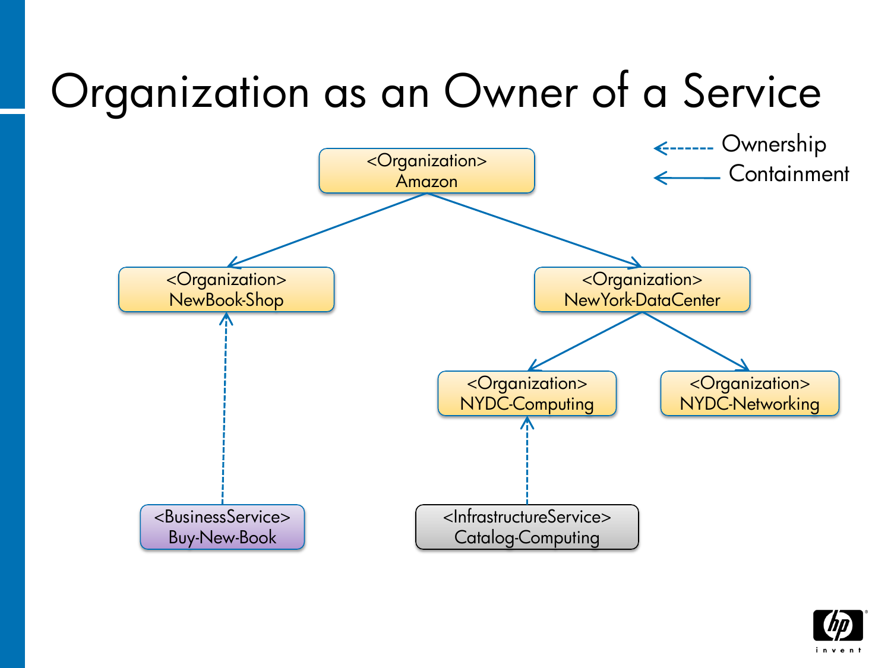# Organization as an Owner of a Service

Ownership
Containment

<Organization>
Amazon

<Organization>
NewBook-Shop

<Organization>
NewYork-DataCenter

<Organization>
NYDC-Computing

<Organization>
NYDC-Networking

<BusinessService>
Buy-New-Book

<InfrastructureService>
Catalog-Computing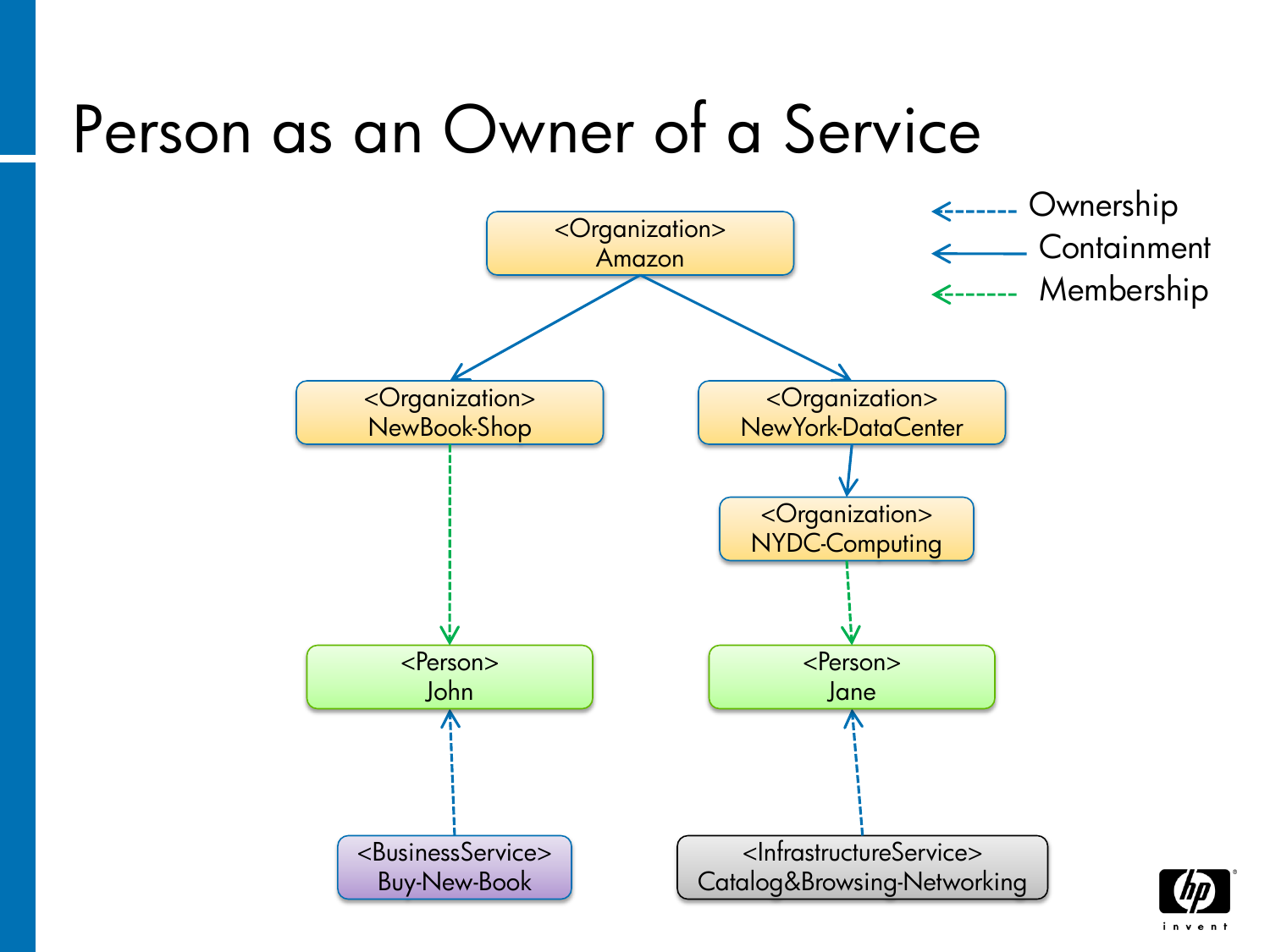# Person as an Owner of a Service

Ownership

Containment

Membership

<Organization>
Amazon

<Organization>
NewBook-Shop

<Organization>
NewYork-DataCenter

<Organization>
NYDC-Computing

<Person>
John

<Person>
Jane

<BusinessService>
Buy-New-Book

<InfrastructureService>
Catalog&Browsing-Networking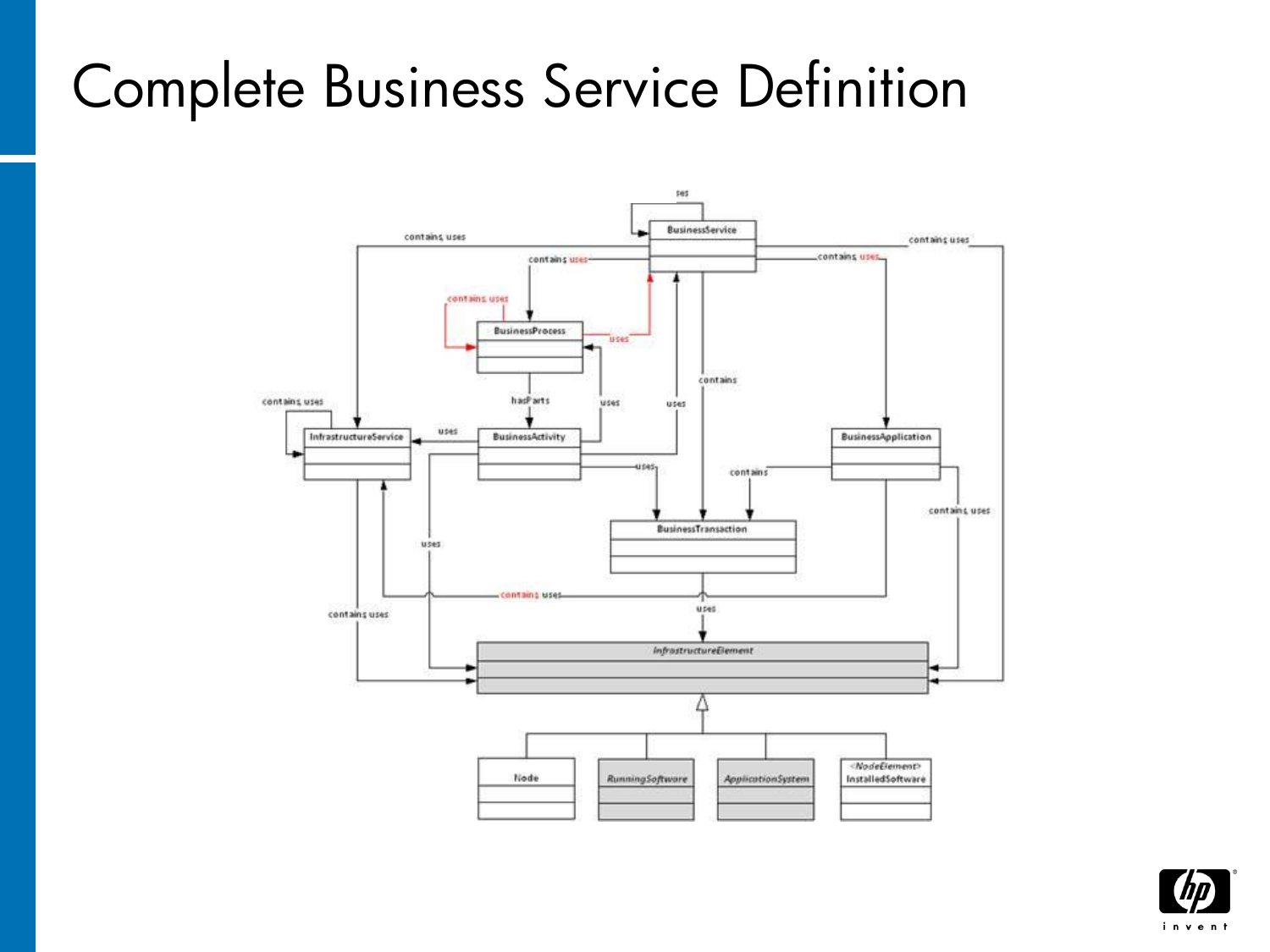# Complete Business Service Definition

BusinessService

BusinessProcess

BusinessActivity

InfrastructureService

BusinessApplication

BusinessTransaction

InfrastructureElement

Node

RunningSoftware

ApplicationSystem

<NodeElement>
InstalledSoftware

ses

contains uses

hadParts

uses

contains